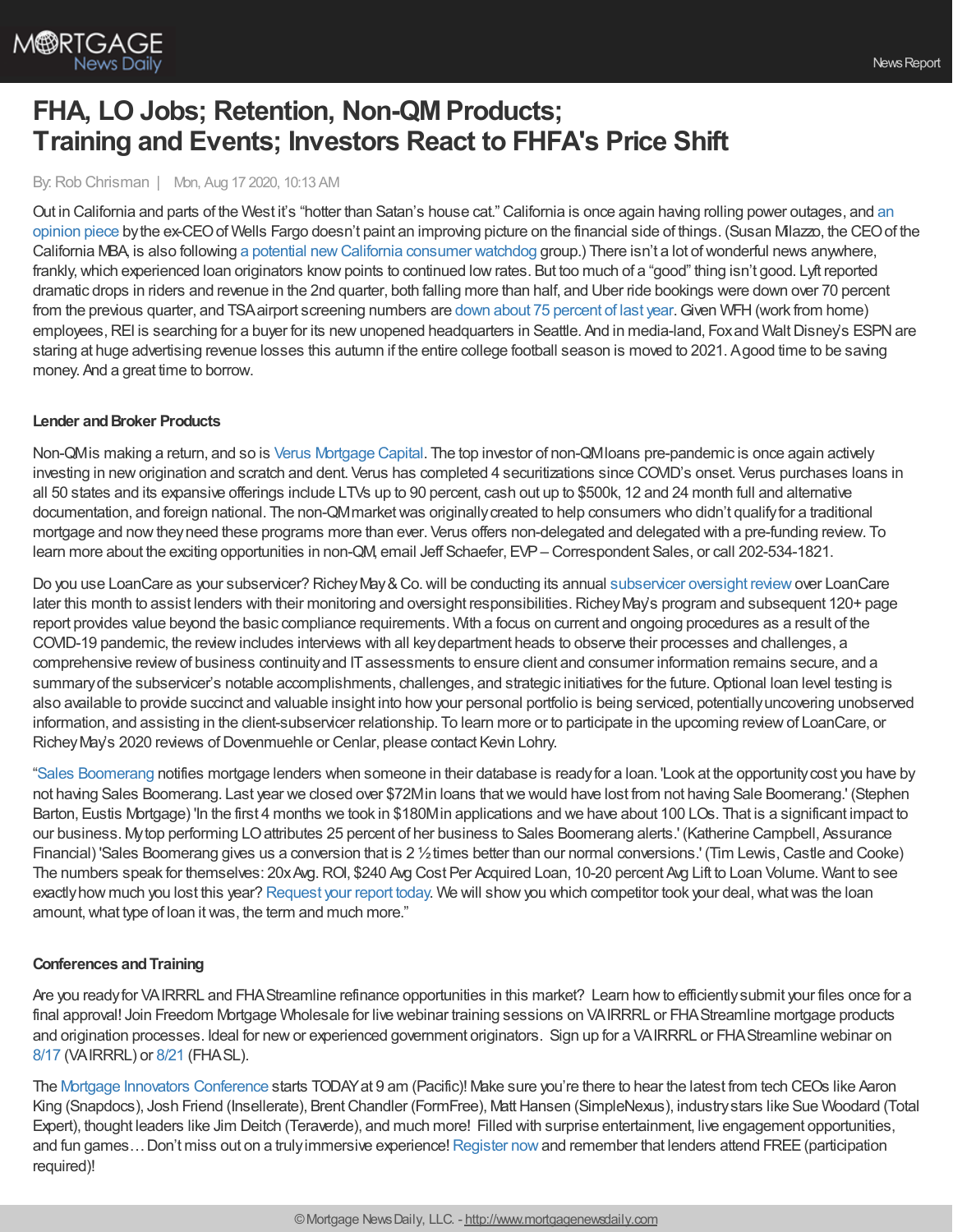# FHA, LO Jobs; Retention, Non-QM Products; Training and Events; Investors React to FHFA's Price Shift

By: Rob Chrisman | Mon, Aug 17 2020, 10:13 AM

Out in California and parts of the West it's "hotter than Satan's house cat." California is once again having rolling power outages, and an opinion piece by the ex-CEO of Wells Fargo doesn't paint an improving picture on the financial side of things. (Susan Milazzo, the CEO of the California MBA, is also following a potential new California consumer watchdog group.) There isn't a lot of wonderful news anywhere, frankly, which experienced loan originators know points to continued low rates. But too much of a "good" thing isn't good. Lyft reported dramatic drops in riders and revenue in the 2nd quarter, both falling more than half, and Uber ride bookings were down over 70 percent from the previous quarter, and TSA airport screening numbers are down about 75 percent of last year. Given WFH (work from home) employees, REI is searching for a buyer for its new unopened headquarters in Seattle. And in media-land, Fox and Walt Disney's ESPN are staring at huge advertising revenue losses this autumn if the entire college football season is moved to 2021. A good time to be saving money. And a great time to borrow.

**Lender and Broker Products**

Non-QM is making a return, and so is Verus Mortgage Capital. The top investor of non-QM loans pre-pandemic is once again actively investing in new origination and scratch and dent. Verus has completed 4 securitizations since COVID's onset. Verus purchases loans in all 50 states and its expansive offerings include LTVs up to 90 percent, cash out up to $500k, 12 and 24 month full and alternative documentation, and foreign national. The non-QM market was originally created to help consumers who didn't qualify for a traditional mortgage and now they need these programs more than ever. Verus offers non-delegated and delegated with a pre-funding review. To learn more about the exciting opportunities in non-QM, email Jeff Schaefer, EVP – Correspondent Sales, or call 202-534-1821.

Do you use LoanCare as your subservicer? Richey May & Co. will be conducting its annual subservicer oversight review over LoanCare later this month to assist lenders with their monitoring and oversight responsibilities. Richey May's program and subsequent 120+ page report provides value beyond the basic compliance requirements. With a focus on current and ongoing procedures as a result of the COVID-19 pandemic, the review includes interviews with all key department heads to observe their processes and challenges, a comprehensive review of business continuity and IT assessments to ensure client and consumer information remains secure, and a summary of the subservicer's notable accomplishments, challenges, and strategic initiatives for the future. Optional loan level testing is also available to provide succinct and valuable insight into how your personal portfolio is being serviced, potentially uncovering unobserved information, and assisting in the client-subservicer relationship. To learn more or to participate in the upcoming review of LoanCare, or Richey May's 2020 reviews of Dovenmuehle or Cenlar, please contact Kevin Lohry.

"Sales Boomerang notifies mortgage lenders when someone in their database is ready for a loan. 'Look at the opportunity cost you have by not having Sales Boomerang. Last year we closed over $72M in loans that we would have lost from not having Sale Boomerang.' (Stephen Barton, Eustis Mortgage) 'In the first 4 months we took in $180M in applications and we have about 100 LOs. That is a significant impact to our business. My top performing LO attributes 25 percent of her business to Sales Boomerang alerts.' (Katherine Campbell, Assurance Financial) 'Sales Boomerang gives us a conversion that is 2 ½ times better than our normal conversions.' (Tim Lewis, Castle and Cooke) The numbers speak for themselves: 20x Avg. ROI, $240 Avg Cost Per Acquired Loan, 10-20 percent Avg Lift to Loan Volume. Want to see exactly how much you lost this year? Request your report today. We will show you which competitor took your deal, what was the loan amount, what type of loan it was, the term and much more."

**Conferences and Training**

Are you ready for VA IRRRL and FHA Streamline refinance opportunities in this market? Learn how to efficiently submit your files once for a final approval! Join Freedom Mortgage Wholesale for live webinar training sessions on VA IRRRL or FHA Streamline mortgage products and origination processes. Ideal for new or experienced government originators. Sign up for a VA IRRRL or FHA Streamline webinar on 8/17 (VA IRRRL) or 8/21 (FHA SL).

The Mortgage Innovators Conference starts TODAY at 9 am (Pacific)! Make sure you're there to hear the latest from tech CEOs like Aaron King (Snapdocs), Josh Friend (Insellerate), Brent Chandler (FormFree), Matt Hansen (SimpleNexus), industry stars like Sue Woodard (Total Expert), thought leaders like Jim Deitch (Teraverde), and much more! Filled with surprise entertainment, live engagement opportunities, and fun games… Don't miss out on a truly immersive experience! Register now and remember that lenders attend FREE (participation required)!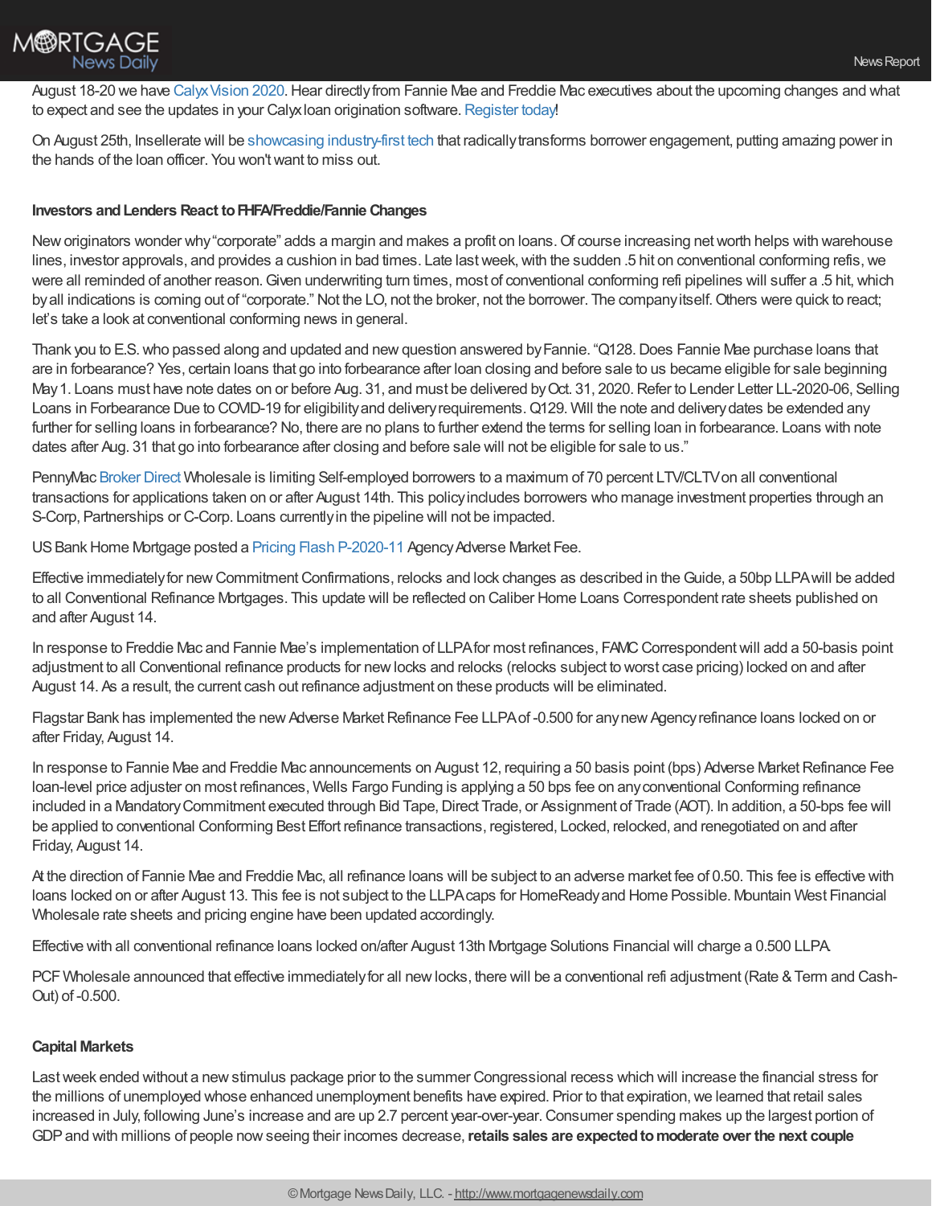August 18-20 we have Calyx Vision 2020. Hear directly from Fannie Mae and Freddie Mac executives about the upcoming changes and what to expect and see the updates in your Calyx loan origination software. Register today!

On August 25th, Insellerate will be showcasing industry-first tech that radically transforms borrower engagement, putting amazing power in the hands of the loan officer. You won't want to miss out.

**Investors and Lenders React to FHFA/Freddie/Fannie Changes**

New originators wonder why "corporate" adds a margin and makes a profit on loans. Of course increasing net worth helps with warehouse lines, investor approvals, and provides a cushion in bad times. Late last week, with the sudden .5 hit on conventional conforming refis, we were all reminded of another reason. Given underwriting turn times, most of conventional conforming refi pipelines will suffer a .5 hit, which by all indications is coming out of "corporate." Not the LO, not the broker, not the borrower. The company itself. Others were quick to react; let's take a look at conventional conforming news in general.

Thank you to E.S. who passed along and updated and new question answered by Fannie. "Q128. Does Fannie Mae purchase loans that are in forbearance? Yes, certain loans that go into forbearance after loan closing and before sale to us became eligible for sale beginning May 1. Loans must have note dates on or before Aug. 31, and must be delivered by Oct. 31, 2020. Refer to Lender Letter LL-2020-06, Selling Loans in Forbearance Due to COVID-19 for eligibility and delivery requirements. Q129. Will the note and delivery dates be extended any further for selling loans in forbearance? No, there are no plans to further extend the terms for selling loan in forbearance. Loans with note dates after Aug. 31 that go into forbearance after closing and before sale will not be eligible for sale to us."

PennyMac Broker Direct Wholesale is limiting Self-employed borrowers to a maximum of 70 percent LTV/CLTV on all conventional transactions for applications taken on or after August 14th. This policy includes borrowers who manage investment properties through an S-Corp, Partnerships or C-Corp. Loans currently in the pipeline will not be impacted.

US Bank Home Mortgage posted a Pricing Flash P-2020-11 Agency Adverse Market Fee.

Effective immediately for new Commitment Confirmations, relocks and lock changes as described in the Guide, a 50bp LLPA will be added to all Conventional Refinance Mortgages. This update will be reflected on Caliber Home Loans Correspondent rate sheets published on and after August 14.

In response to Freddie Mac and Fannie Mae's implementation of LLPA for most refinances, FAMC Correspondent will add a 50-basis point adjustment to all Conventional refinance products for new locks and relocks (relocks subject to worst case pricing) locked on and after August 14. As a result, the current cash out refinance adjustment on these products will be eliminated.

Flagstar Bank has implemented the new Adverse Market Refinance Fee LLPA of -0.500 for any new Agency refinance loans locked on or after Friday, August 14.

In response to Fannie Mae and Freddie Mac announcements on August 12, requiring a 50 basis point (bps) Adverse Market Refinance Fee loan-level price adjuster on most refinances, Wells Fargo Funding is applying a 50 bps fee on any conventional Conforming refinance included in a Mandatory Commitment executed through Bid Tape, Direct Trade, or Assignment of Trade (AOT). In addition, a 50-bps fee will be applied to conventional Conforming Best Effort refinance transactions, registered, Locked, relocked, and renegotiated on and after Friday, August 14.

At the direction of Fannie Mae and Freddie Mac, all refinance loans will be subject to an adverse market fee of 0.50. This fee is effective with loans locked on or after August 13. This fee is not subject to the LLPA caps for HomeReady and Home Possible. Mountain West Financial Wholesale rate sheets and pricing engine have been updated accordingly.

Effective with all conventional refinance loans locked on/after August 13th Mortgage Solutions Financial will charge a 0.500 LLPA.

PCF Wholesale announced that effective immediately for all new locks, there will be a conventional refi adjustment (Rate & Term and Cash-Out) of -0.500.

**Capital Markets**

Last week ended without a new stimulus package prior to the summer Congressional recess which will increase the financial stress for the millions of unemployed whose enhanced unemployment benefits have expired. Prior to that expiration, we learned that retail sales increased in July, following June's increase and are up 2.7 percent year-over-year. Consumer spending makes up the largest portion of GDP and with millions of people now seeing their incomes decrease, **retails sales are expected to moderate over the next couple**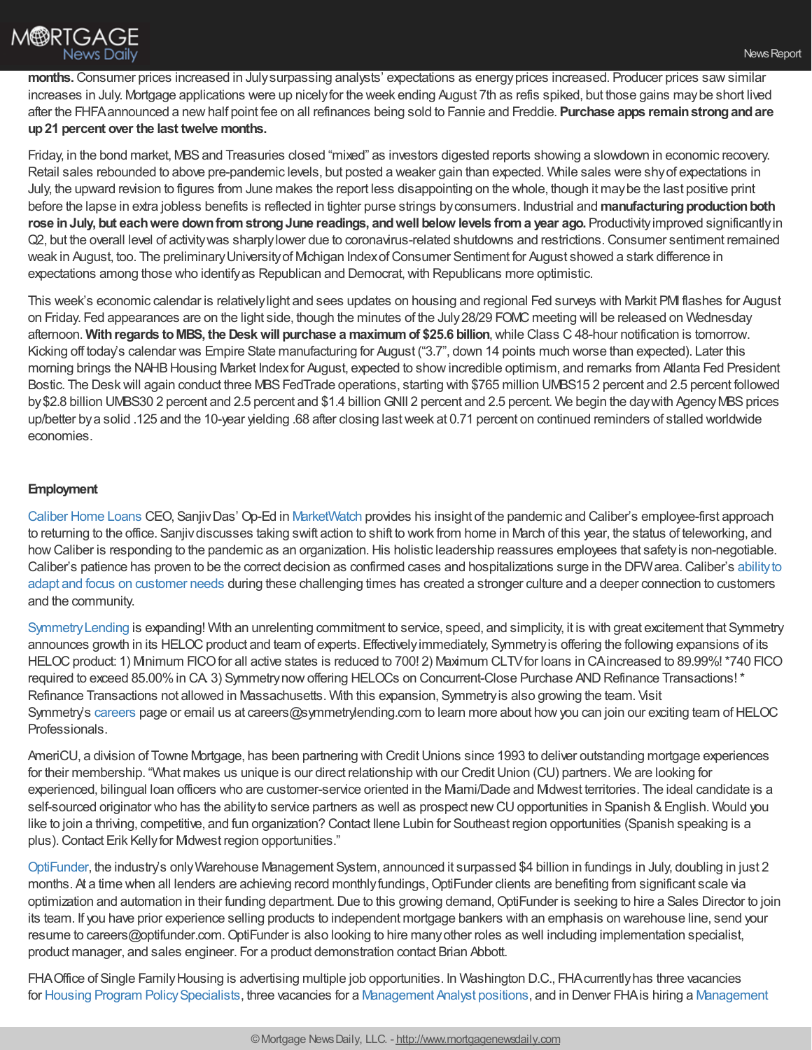**months.** Consumer prices increased in July surpassing analysts' expectations as energy prices increased. Producer prices saw similar increases in July. Mortgage applications were up nicely for the week ending August 7th as refis spiked, but those gains may be short lived after the FHFA announced a new half point fee on all refinances being sold to Fannie and Freddie. **Purchase apps remain strong and are up 21 percent over the last twelve months.**

Friday, in the bond market, MBS and Treasuries closed "mixed" as investors digested reports showing a slowdown in economic recovery. Retail sales rebounded to above pre-pandemic levels, but posted a weaker gain than expected. While sales were shy of expectations in July, the upward revision to figures from June makes the report less disappointing on the whole, though it may be the last positive print before the lapse in extra jobless benefits is reflected in tighter purse strings by consumers. Industrial and **manufacturing production both rose in July, but each were down from strong June readings, and well below levels from a year ago.** Productivity improved significantly in Q2, but the overall level of activity was sharply lower due to coronavirus-related shutdowns and restrictions. Consumer sentiment remained weak in August, too. The preliminary University of Michigan Index of Consumer Sentiment for August showed a stark difference in expectations among those who identify as Republican and Democrat, with Republicans more optimistic.

This week's economic calendar is relatively light and sees updates on housing and regional Fed surveys with Markit PMI flashes for August on Friday. Fed appearances are on the light side, though the minutes of the July 28/29 FOMC meeting will be released on Wednesday afternoon. **With regards to MBS, the Desk will purchase a maximum of $25.6 billion**, while Class C 48-hour notification is tomorrow. Kicking off today's calendar was Empire State manufacturing for August ("3.7", down 14 points much worse than expected). Later this morning brings the NAHB Housing Market Index for August, expected to show incredible optimism, and remarks from Atlanta Fed President Bostic. The Desk will again conduct three MBS FedTrade operations, starting with $765 million UMBS15 2 percent and 2.5 percent followed by $2.8 billion UMBS30 2 percent and 2.5 percent and $1.4 billion GNII 2 percent and 2.5 percent. We begin the day with Agency MBS prices up/better by a solid .125 and the 10-year yielding .68 after closing last week at 0.71 percent on continued reminders of stalled worldwide economies.

**Employment**

Caliber Home Loans CEO, Sanjiv Das' Op-Ed in MarketWatch provides his insight of the pandemic and Caliber's employee-first approach to returning to the office. Sanjiv discusses taking swift action to shift to work from home in March of this year, the status of teleworking, and how Caliber is responding to the pandemic as an organization. His holistic leadership reassures employees that safety is non-negotiable. Caliber's patience has proven to be the correct decision as confirmed cases and hospitalizations surge in the DFW area. Caliber's ability to adapt and focus on customer needs during these challenging times has created a stronger culture and a deeper connection to customers and the community.

Symmetry Lending is expanding! With an unrelenting commitment to service, speed, and simplicity, it is with great excitement that Symmetry announces growth in its HELOC product and team of experts. Effectively immediately, Symmetry is offering the following expansions of its HELOC product: 1) Minimum FICO for all active states is reduced to 700! 2) Maximum CLTV for loans in CA increased to 89.99%! *740 FICO required to exceed 85.00% in CA. 3) Symmetry now offering HELOCs on Concurrent-Close Purchase AND Refinance Transactions! * Refinance Transactions not allowed in Massachusetts. With this expansion, Symmetry is also growing the team. Visit Symmetry's careers page or email us at careers@symmetrylending.com to learn more about how you can join our exciting team of HELOC Professionals.

AmeriCU, a division of Towne Mortgage, has been partnering with Credit Unions since 1993 to deliver outstanding mortgage experiences for their membership. "What makes us unique is our direct relationship with our Credit Union (CU) partners. We are looking for experienced, bilingual loan officers who are customer-service oriented in the Miami/Dade and Midwest territories. The ideal candidate is a self-sourced originator who has the ability to service partners as well as prospect new CU opportunities in Spanish & English. Would you like to join a thriving, competitive, and fun organization? Contact Ilene Lubin for Southeast region opportunities (Spanish speaking is a plus). Contact Erik Kelly for Midwest region opportunities."

OptiFunder, the industry's only Warehouse Management System, announced it surpassed $4 billion in fundings in July, doubling in just 2 months. At a time when all lenders are achieving record monthly fundings, OptiFunder clients are benefiting from significant scale via optimization and automation in their funding department. Due to this growing demand, OptiFunder is seeking to hire a Sales Director to join its team. If you have prior experience selling products to independent mortgage bankers with an emphasis on warehouse line, send your resume to careers@optifunder.com. OptiFunder is also looking to hire many other roles as well including implementation specialist, product manager, and sales engineer. For a product demonstration contact Brian Abbott.

FHA Office of Single Family Housing is advertising multiple job opportunities. In Washington D.C., FHA currently has three vacancies for Housing Program Policy Specialists, three vacancies for a Management Analyst positions, and in Denver FHA is hiring a Management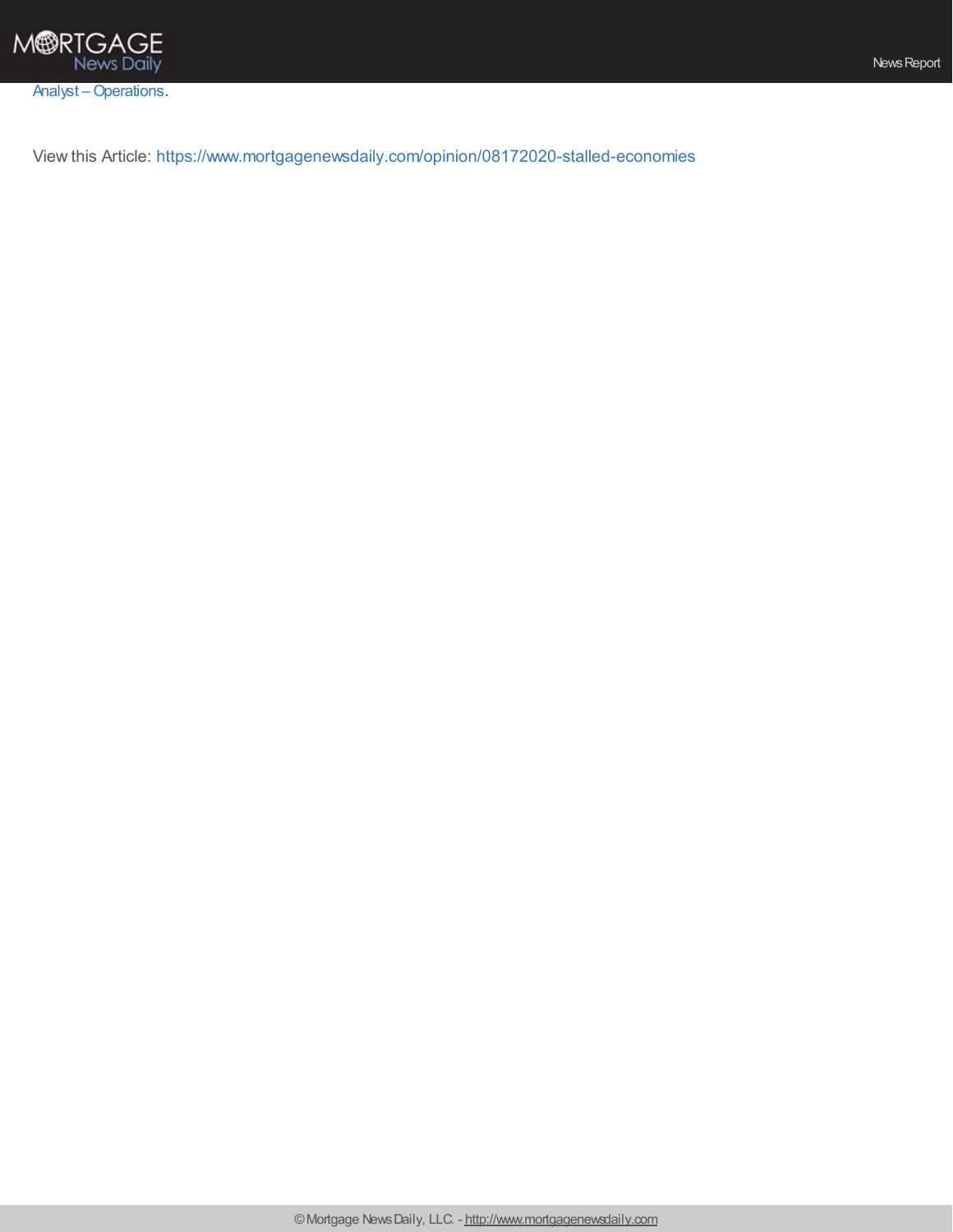Analyst – Operations.

View this Article: https://www.mortgagenewsdaily.com/opinion/08172020-stalled-economies